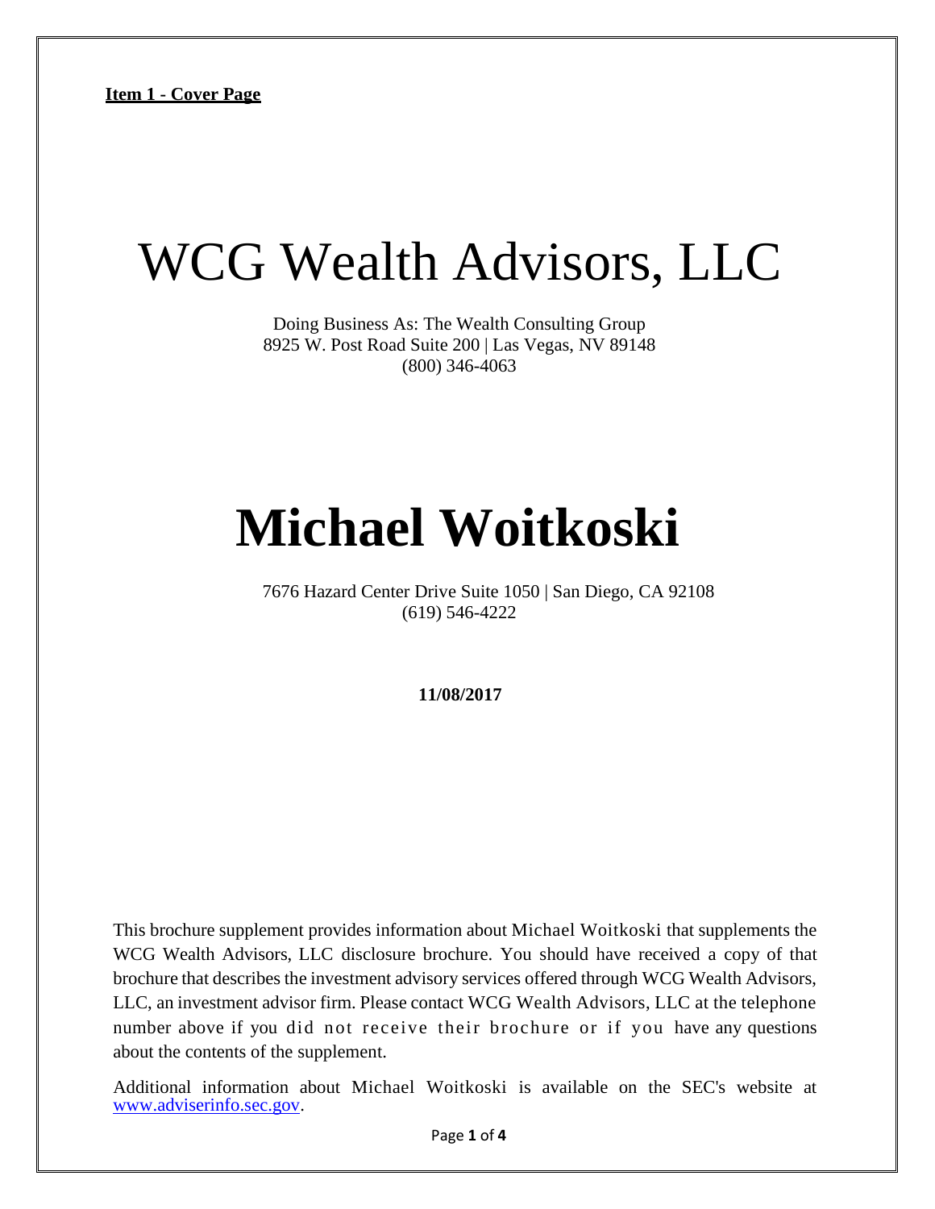**Item 1 - Cover Page**

# WCG Wealth Advisors, LLC

Doing Business As: The Wealth Consulting Group
8925 W. Post Road Suite 200 | Las Vegas, NV 89148
(800) 346-4063

# Michael Woitkoski

7676 Hazard Center Drive Suite 1050 | San Diego, CA 92108
(619) 546-4222

**11/08/2017**

This brochure supplement provides information about Michael Woitkoski that supplements the WCG Wealth Advisors, LLC disclosure brochure. You should have received a copy of that brochure that describes the investment advisory services offered through WCG Wealth Advisors, LLC, an investment advisor firm. Please contact WCG Wealth Advisors, LLC at the telephone number above if you did not receive their brochure or if you have any questions about the contents of the supplement.

Additional information about Michael Woitkoski is available on the SEC's website at www.adviserinfo.sec.gov.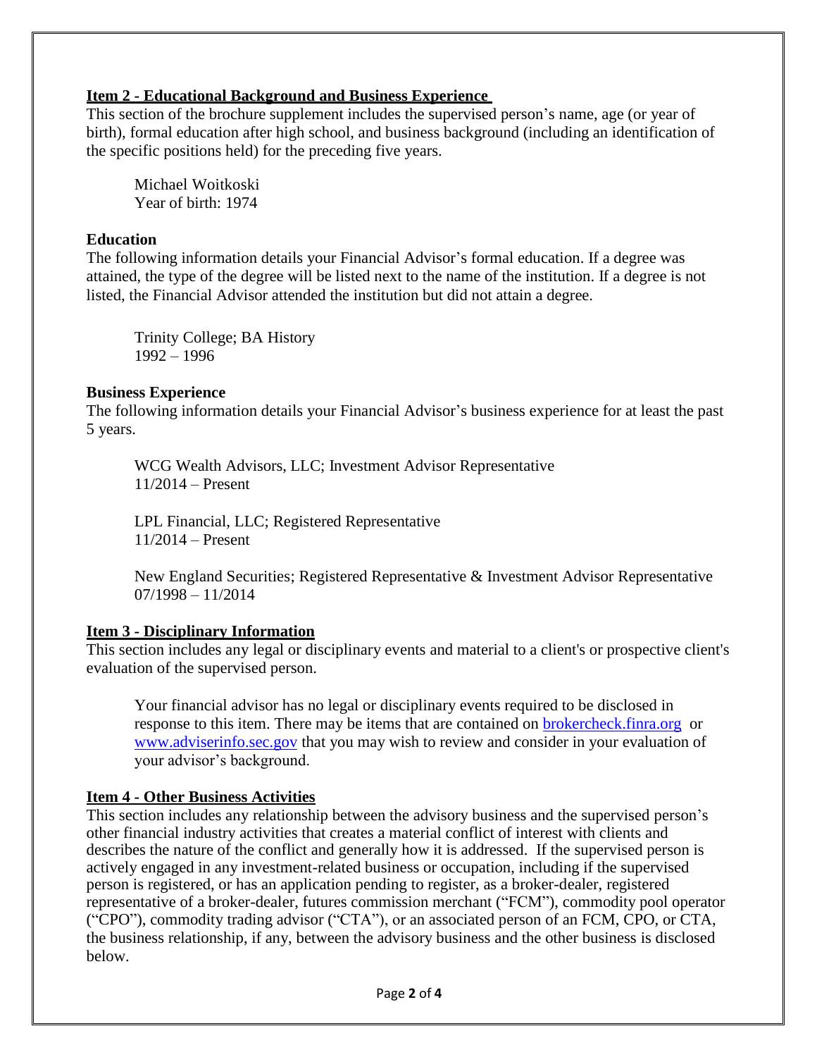## Item 2 - Educational Background and Business Experience

This section of the brochure supplement includes the supervised person's name, age (or year of birth), formal education after high school, and business background (including an identification of the specific positions held) for the preceding five years.

Michael Woitkoski
Year of birth: 1974

### Education

The following information details your Financial Advisor's formal education. If a degree was attained, the type of the degree will be listed next to the name of the institution. If a degree is not listed, the Financial Advisor attended the institution but did not attain a degree.

Trinity College; BA History
1992 – 1996

### Business Experience

The following information details your Financial Advisor's business experience for at least the past 5 years.

WCG Wealth Advisors, LLC; Investment Advisor Representative
11/2014 – Present

LPL Financial, LLC; Registered Representative
11/2014 – Present

New England Securities; Registered Representative & Investment Advisor Representative
07/1998 – 11/2014

## Item 3 - Disciplinary Information

This section includes any legal or disciplinary events and material to a client's or prospective client's evaluation of the supervised person.

Your financial advisor has no legal or disciplinary events required to be disclosed in response to this item. There may be items that are contained on brokercheck.finra.org or www.adviserinfo.sec.gov that you may wish to review and consider in your evaluation of your advisor's background.

## Item 4 - Other Business Activities

This section includes any relationship between the advisory business and the supervised person's other financial industry activities that creates a material conflict of interest with clients and describes the nature of the conflict and generally how it is addressed. If the supervised person is actively engaged in any investment-related business or occupation, including if the supervised person is registered, or has an application pending to register, as a broker-dealer, registered representative of a broker-dealer, futures commission merchant ("FCM"), commodity pool operator ("CPO"), commodity trading advisor ("CTA"), or an associated person of an FCM, CPO, or CTA, the business relationship, if any, between the advisory business and the other business is disclosed below.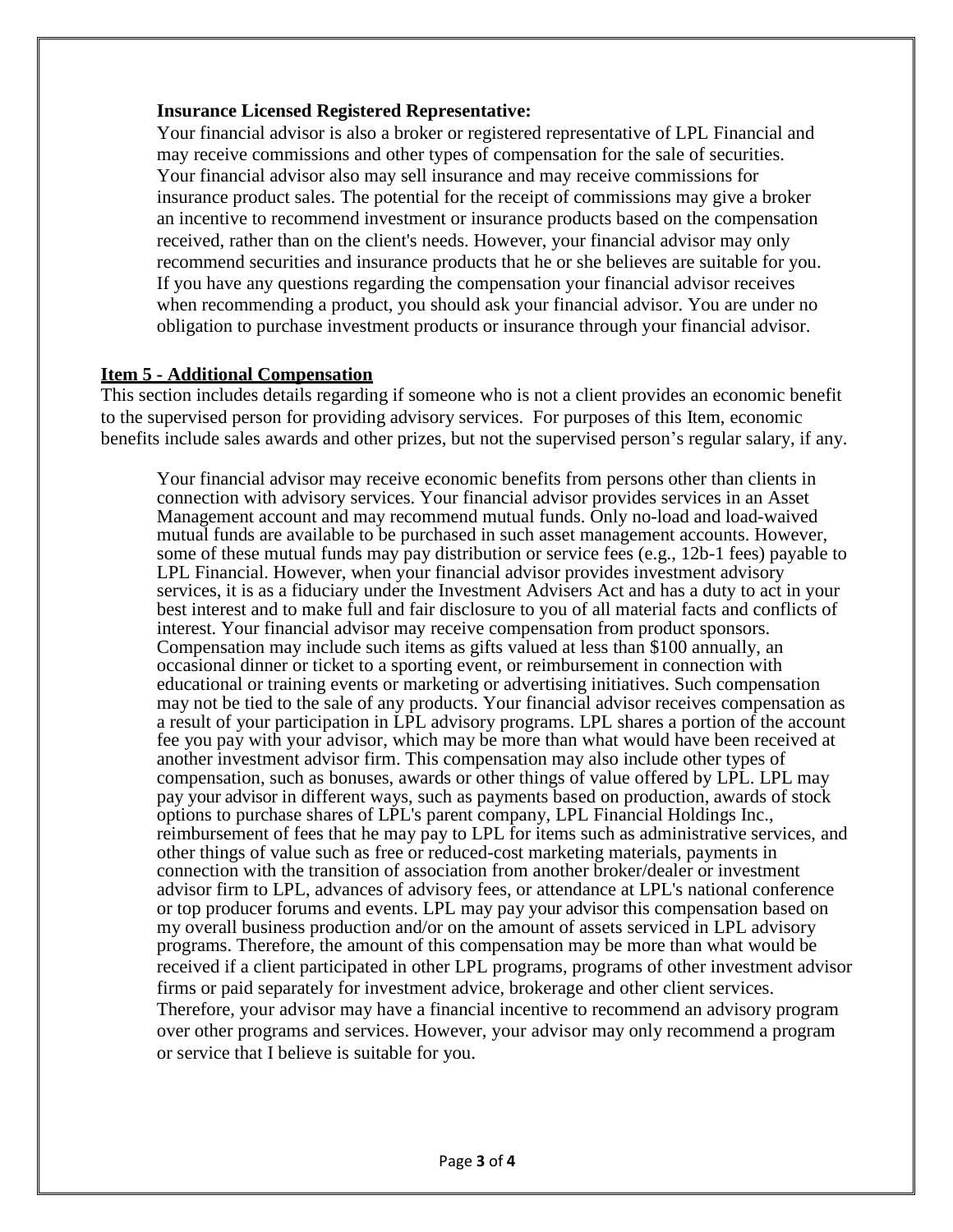**Insurance Licensed Registered Representative:**

Your financial advisor is also a broker or registered representative of LPL Financial and may receive commissions and other types of compensation for the sale of securities. Your financial advisor also may sell insurance and may receive commissions for insurance product sales. The potential for the receipt of commissions may give a broker an incentive to recommend investment or insurance products based on the compensation received, rather than on the client's needs. However, your financial advisor may only recommend securities and insurance products that he or she believes are suitable for you. If you have any questions regarding the compensation your financial advisor receives when recommending a product, you should ask your financial advisor. You are under no obligation to purchase investment products or insurance through your financial advisor.

## Item 5 - Additional Compensation

This section includes details regarding if someone who is not a client provides an economic benefit to the supervised person for providing advisory services. For purposes of this Item, economic benefits include sales awards and other prizes, but not the supervised person's regular salary, if any.

Your financial advisor may receive economic benefits from persons other than clients in connection with advisory services. Your financial advisor provides services in an Asset Management account and may recommend mutual funds. Only no-load and load-waived mutual funds are available to be purchased in such asset management accounts. However, some of these mutual funds may pay distribution or service fees (e.g., 12b-1 fees) payable to LPL Financial. However, when your financial advisor provides investment advisory services, it is as a fiduciary under the Investment Advisers Act and has a duty to act in your best interest and to make full and fair disclosure to you of all material facts and conflicts of interest. Your financial advisor may receive compensation from product sponsors. Compensation may include such items as gifts valued at less than $100 annually, an occasional dinner or ticket to a sporting event, or reimbursement in connection with educational or training events or marketing or advertising initiatives. Such compensation may not be tied to the sale of any products. Your financial advisor receives compensation as a result of your participation in LPL advisory programs. LPL shares a portion of the account fee you pay with your advisor, which may be more than what would have been received at another investment advisor firm. This compensation may also include other types of compensation, such as bonuses, awards or other things of value offered by LPL. LPL may pay your advisor in different ways, such as payments based on production, awards of stock options to purchase shares of LPL's parent company, LPL Financial Holdings Inc., reimbursement of fees that he may pay to LPL for items such as administrative services, and other things of value such as free or reduced-cost marketing materials, payments in connection with the transition of association from another broker/dealer or investment advisor firm to LPL, advances of advisory fees, or attendance at LPL's national conference or top producer forums and events. LPL may pay your advisor this compensation based on my overall business production and/or on the amount of assets serviced in LPL advisory programs. Therefore, the amount of this compensation may be more than what would be received if a client participated in other LPL programs, programs of other investment advisor firms or paid separately for investment advice, brokerage and other client services. Therefore, your advisor may have a financial incentive to recommend an advisory program over other programs and services. However, your advisor may only recommend a program or service that I believe is suitable for you.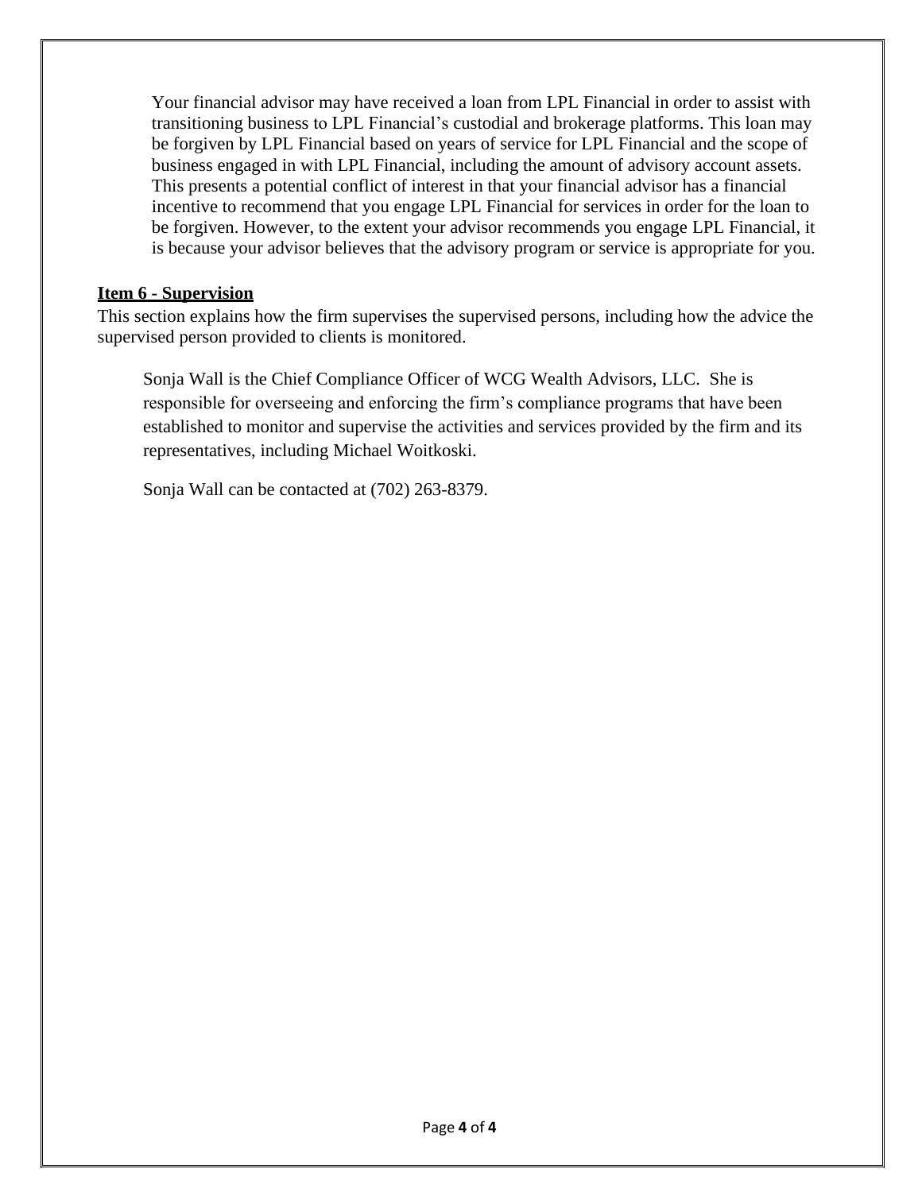Your financial advisor may have received a loan from LPL Financial in order to assist with transitioning business to LPL Financial's custodial and brokerage platforms. This loan may be forgiven by LPL Financial based on years of service for LPL Financial and the scope of business engaged in with LPL Financial, including the amount of advisory account assets. This presents a potential conflict of interest in that your financial advisor has a financial incentive to recommend that you engage LPL Financial for services in order for the loan to be forgiven. However, to the extent your advisor recommends you engage LPL Financial, it is because your advisor believes that the advisory program or service is appropriate for you.

## Item 6 - Supervision

This section explains how the firm supervises the supervised persons, including how the advice the supervised person provided to clients is monitored.

Sonja Wall is the Chief Compliance Officer of WCG Wealth Advisors, LLC. She is responsible for overseeing and enforcing the firm's compliance programs that have been established to monitor and supervise the activities and services provided by the firm and its representatives, including Michael Woitkoski.

Sonja Wall can be contacted at (702) 263-8379.